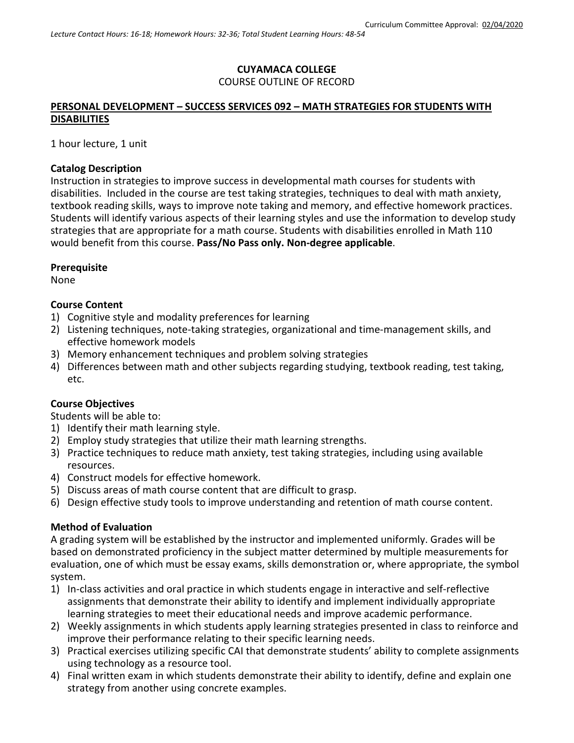Curriculum Committee Approval: 02/04/2020

*Lecture Contact Hours: 16-18; Homework Hours: 32-36; Total Student Learning Hours: 48-54*

**CUYAMACA COLLEGE**

COURSE OUTLINE OF RECORD

**PERSONAL DEVELOPMENT – SUCCESS SERVICES 092 – MATH STRATEGIES FOR STUDENTS WITH DISABILITIES**

1 hour lecture, 1 unit

**Catalog Description**

Instruction in strategies to improve success in developmental math courses for students with disabilities. Included in the course are test taking strategies, techniques to deal with math anxiety, textbook reading skills, ways to improve note taking and memory, and effective homework practices. Students will identify various aspects of their learning styles and use the information to develop study strategies that are appropriate for a math course. Students with disabilities enrolled in Math 110 would benefit from this course. **Pass/No Pass only. Non-degree applicable**.

**Prerequisite**

None

**Course Content**

1) Cognitive style and modality preferences for learning
2) Listening techniques, note-taking strategies, organizational and time-management skills, and effective homework models
3) Memory enhancement techniques and problem solving strategies
4) Differences between math and other subjects regarding studying, textbook reading, test taking, etc.

**Course Objectives**

Students will be able to:

1) Identify their math learning style.
2) Employ study strategies that utilize their math learning strengths.
3) Practice techniques to reduce math anxiety, test taking strategies, including using available resources.
4) Construct models for effective homework.
5) Discuss areas of math course content that are difficult to grasp.
6) Design effective study tools to improve understanding and retention of math course content.

**Method of Evaluation**

A grading system will be established by the instructor and implemented uniformly. Grades will be based on demonstrated proficiency in the subject matter determined by multiple measurements for evaluation, one of which must be essay exams, skills demonstration or, where appropriate, the symbol system.

1) In-class activities and oral practice in which students engage in interactive and self-reflective assignments that demonstrate their ability to identify and implement individually appropriate learning strategies to meet their educational needs and improve academic performance.
2) Weekly assignments in which students apply learning strategies presented in class to reinforce and improve their performance relating to their specific learning needs.
3) Practical exercises utilizing specific CAI that demonstrate students' ability to complete assignments using technology as a resource tool.
4) Final written exam in which students demonstrate their ability to identify, define and explain one strategy from another using concrete examples.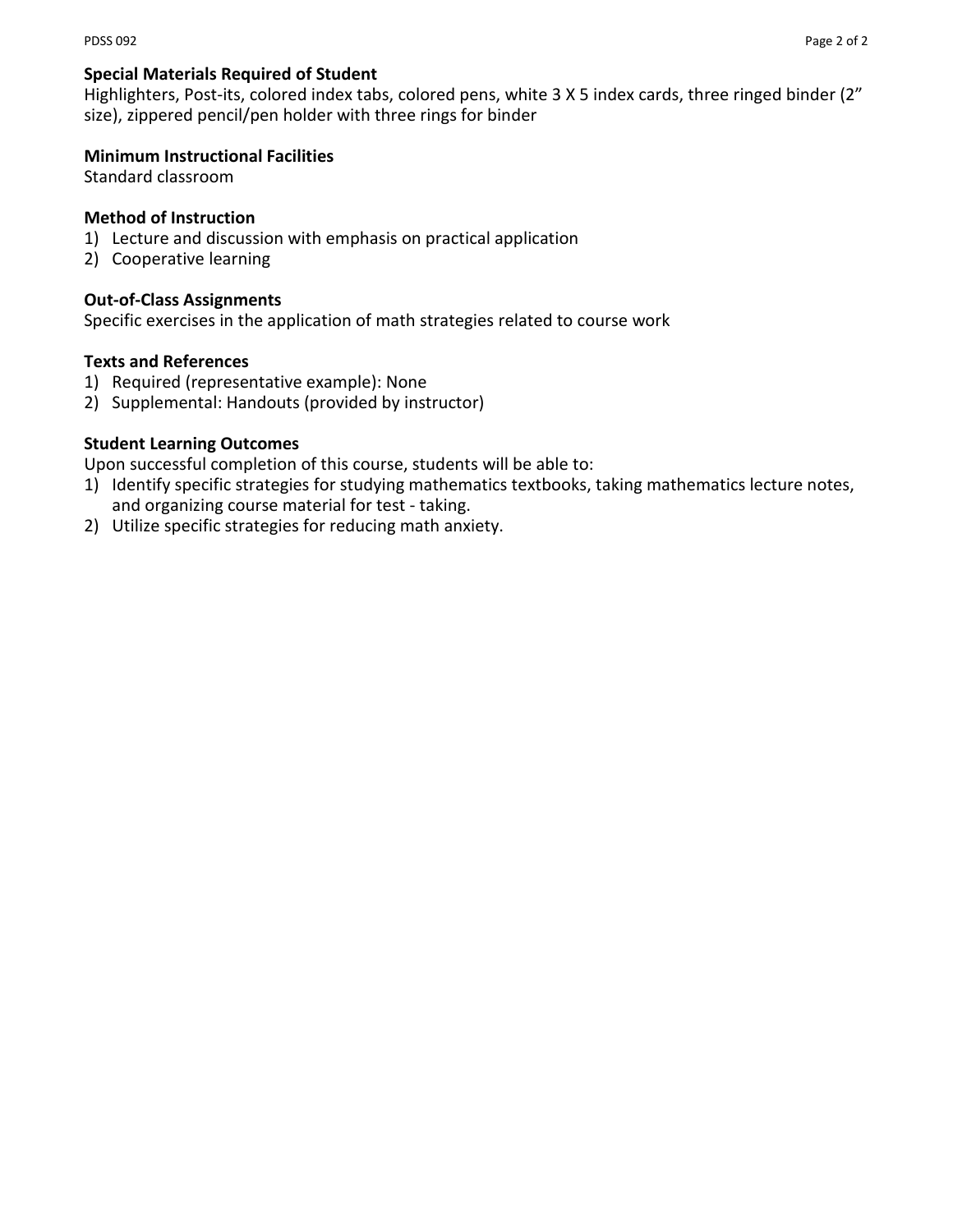**Special Materials Required of Student**
Highlighters, Post-its, colored index tabs, colored pens, white 3 X 5 index cards, three ringed binder (2" size), zippered pencil/pen holder with three rings for binder

**Minimum Instructional Facilities**
Standard classroom

**Method of Instruction**
1) Lecture and discussion with emphasis on practical application
2) Cooperative learning

**Out-of-Class Assignments**
Specific exercises in the application of math strategies related to course work

**Texts and References**
1) Required (representative example): None
2) Supplemental: Handouts (provided by instructor)

**Student Learning Outcomes**
Upon successful completion of this course, students will be able to:
1) Identify specific strategies for studying mathematics textbooks, taking mathematics lecture notes, and organizing course material for test - taking.
2) Utilize specific strategies for reducing math anxiety.